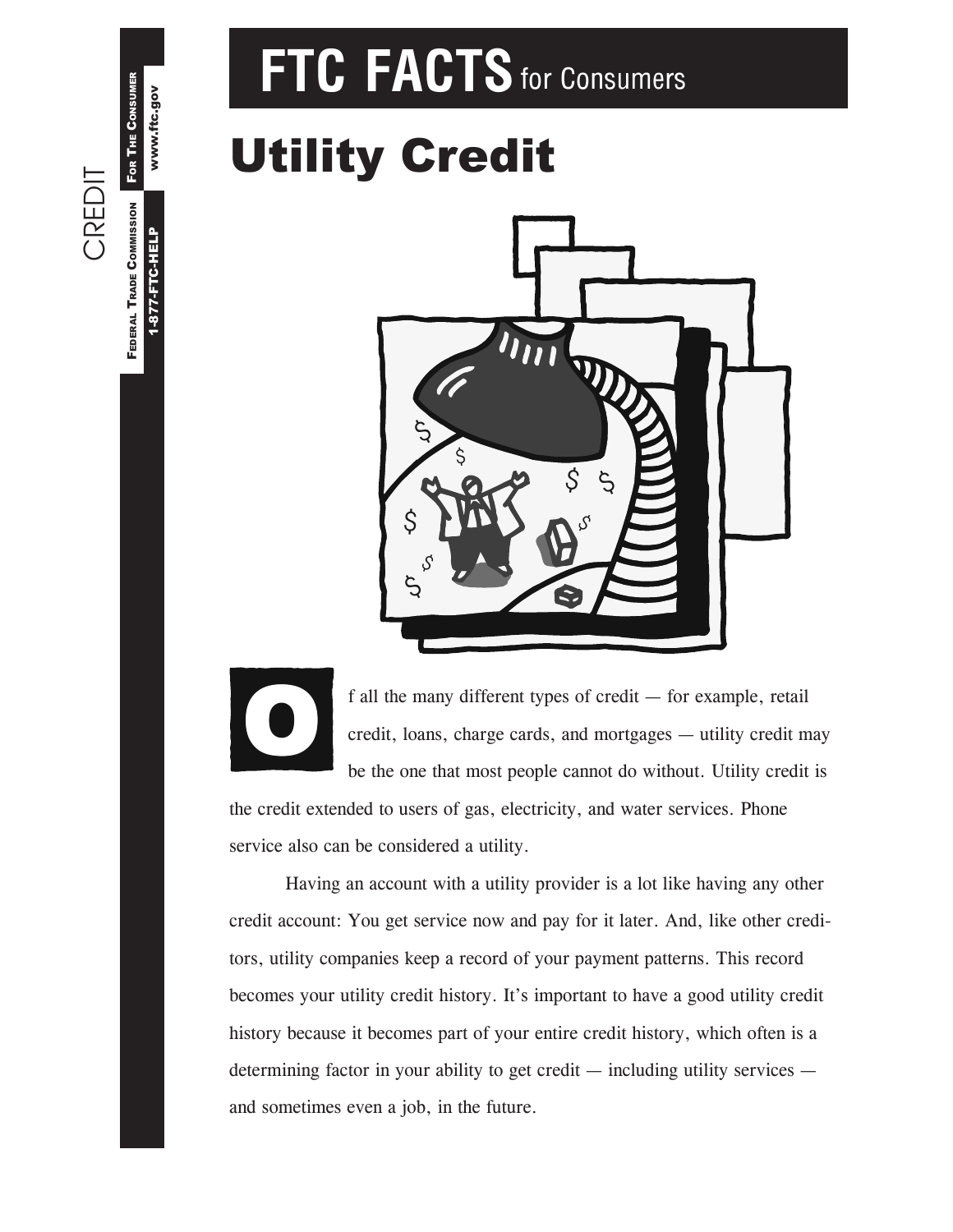# FTC FACTS for Consumers

# Utility Credit

Of all the many different types of credit — for example, retail credit, loans, charge cards, and mortgages — utility credit may be the one that most people cannot do without. Utility credit is the credit extended to users of gas, electricity, and water services. Phone service also can be considered a utility.

Having an account with a utility provider is a lot like having any other credit account: You get service now and pay for it later. And, like other creditors, utility companies keep a record of your payment patterns. This record becomes your utility credit history. It's important to have a good utility credit history because it becomes part of your entire credit history, which often is a determining factor in your ability to get credit — including utility services — and sometimes even a job, in the future.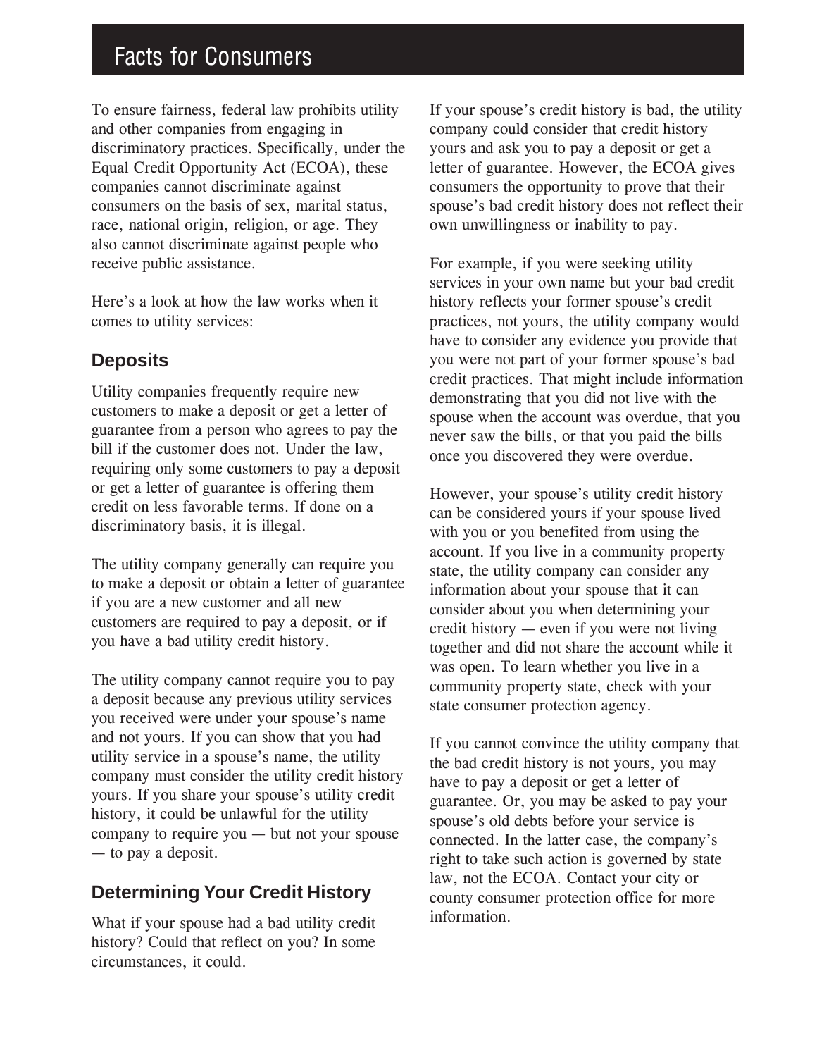To ensure fairness, federal law prohibits utility and other companies from engaging in discriminatory practices. Specifically, under the Equal Credit Opportunity Act (ECOA), these companies cannot discriminate against consumers on the basis of sex, marital status, race, national origin, religion, or age. They also cannot discriminate against people who receive public assistance.

Here's a look at how the law works when it comes to utility services:

## Deposits

Utility companies frequently require new customers to make a deposit or get a letter of guarantee from a person who agrees to pay the bill if the customer does not. Under the law, requiring only some customers to pay a deposit or get a letter of guarantee is offering them credit on less favorable terms. If done on a discriminatory basis, it is illegal.

The utility company generally can require you to make a deposit or obtain a letter of guarantee if you are a new customer and all new customers are required to pay a deposit, or if you have a bad utility credit history.

The utility company cannot require you to pay a deposit because any previous utility services you received were under your spouse's name and not yours. If you can show that you had utility service in a spouse's name, the utility company must consider the utility credit history yours. If you share your spouse's utility credit history, it could be unlawful for the utility company to require you — but not your spouse — to pay a deposit.

## Determining Your Credit History

What if your spouse had a bad utility credit history? Could that reflect on you? In some circumstances, it could.

If your spouse's credit history is bad, the utility company could consider that credit history yours and ask you to pay a deposit or get a letter of guarantee. However, the ECOA gives consumers the opportunity to prove that their spouse's bad credit history does not reflect their own unwillingness or inability to pay.

For example, if you were seeking utility services in your own name but your bad credit history reflects your former spouse's credit practices, not yours, the utility company would have to consider any evidence you provide that you were not part of your former spouse's bad credit practices. That might include information demonstrating that you did not live with the spouse when the account was overdue, that you never saw the bills, or that you paid the bills once you discovered they were overdue.

However, your spouse's utility credit history can be considered yours if your spouse lived with you or you benefited from using the account. If you live in a community property state, the utility company can consider any information about your spouse that it can consider about you when determining your credit history — even if you were not living together and did not share the account while it was open. To learn whether you live in a community property state, check with your state consumer protection agency.

If you cannot convince the utility company that the bad credit history is not yours, you may have to pay a deposit or get a letter of guarantee. Or, you may be asked to pay your spouse's old debts before your service is connected. In the latter case, the company's right to take such action is governed by state law, not the ECOA. Contact your city or county consumer protection office for more information.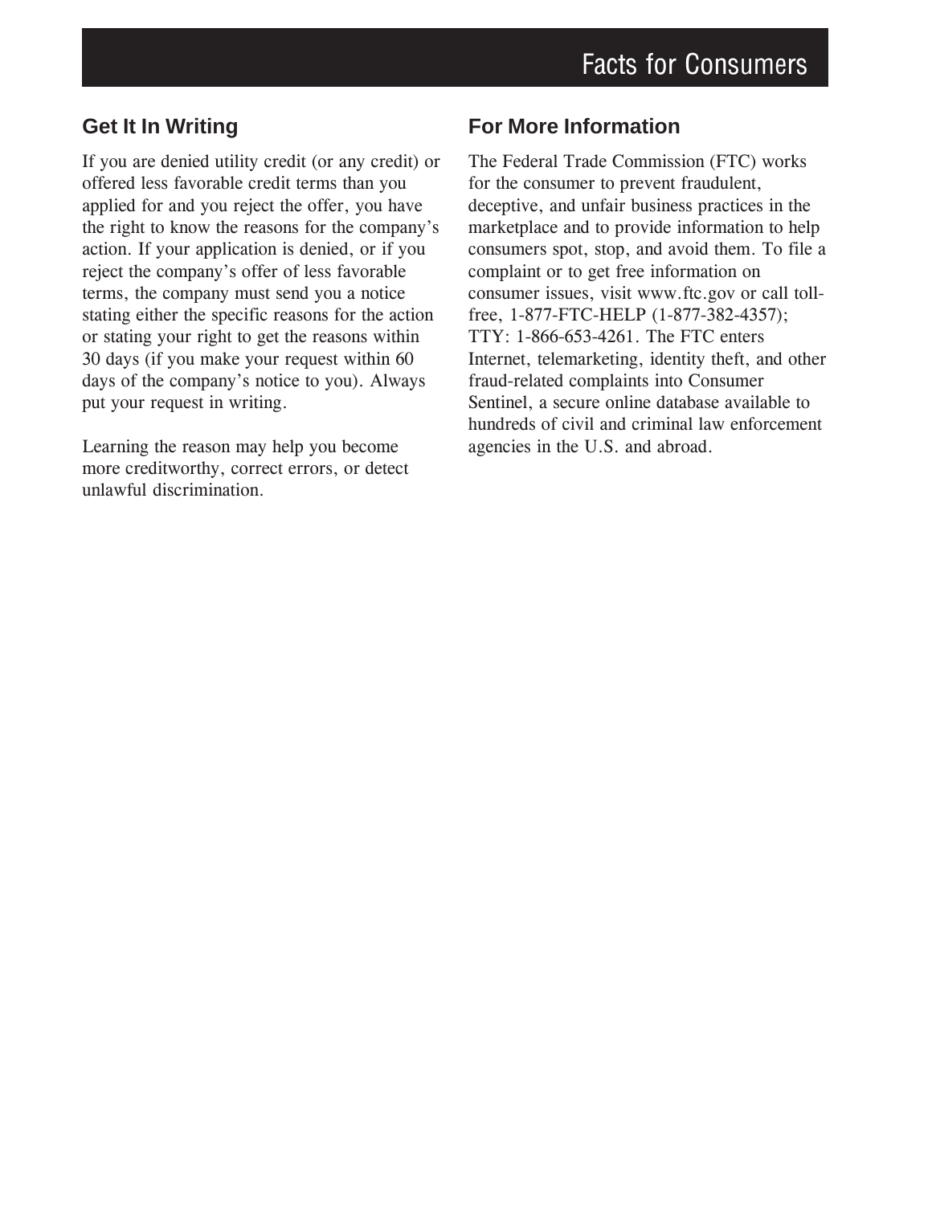## Get It In Writing

If you are denied utility credit (or any credit) or offered less favorable credit terms than you applied for and you reject the offer, you have the right to know the reasons for the company's action. If your application is denied, or if you reject the company's offer of less favorable terms, the company must send you a notice stating either the specific reasons for the action or stating your right to get the reasons within 30 days (if you make your request within 60 days of the company's notice to you). Always put your request in writing.

Learning the reason may help you become more creditworthy, correct errors, or detect unlawful discrimination.

## For More Information

The Federal Trade Commission (FTC) works for the consumer to prevent fraudulent, deceptive, and unfair business practices in the marketplace and to provide information to help consumers spot, stop, and avoid them. To file a complaint or to get free information on consumer issues, visit www.ftc.gov or call toll-free, 1-877-FTC-HELP (1-877-382-4357); TTY: 1-866-653-4261. The FTC enters Internet, telemarketing, identity theft, and other fraud-related complaints into Consumer Sentinel, a secure online database available to hundreds of civil and criminal law enforcement agencies in the U.S. and abroad.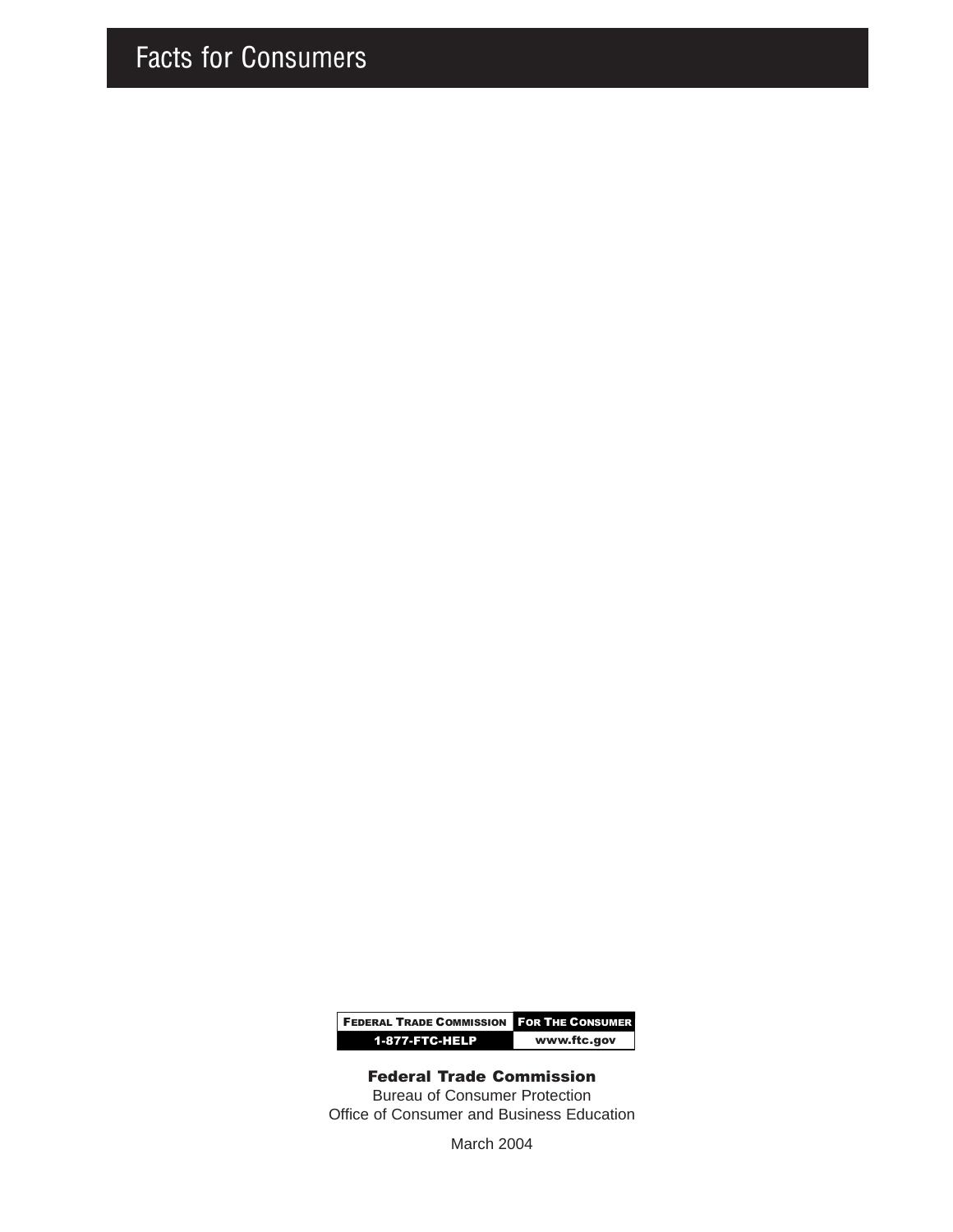Facts for Consumers

| FEDERAL TRADE COMMISSION | FOR THE CONSUMER |
| --- | --- |
| 1-877-FTC-HELP | www.ftc.gov |

**Federal Trade Commission**

Bureau of Consumer Protection

Office of Consumer and Business Education

March 2004